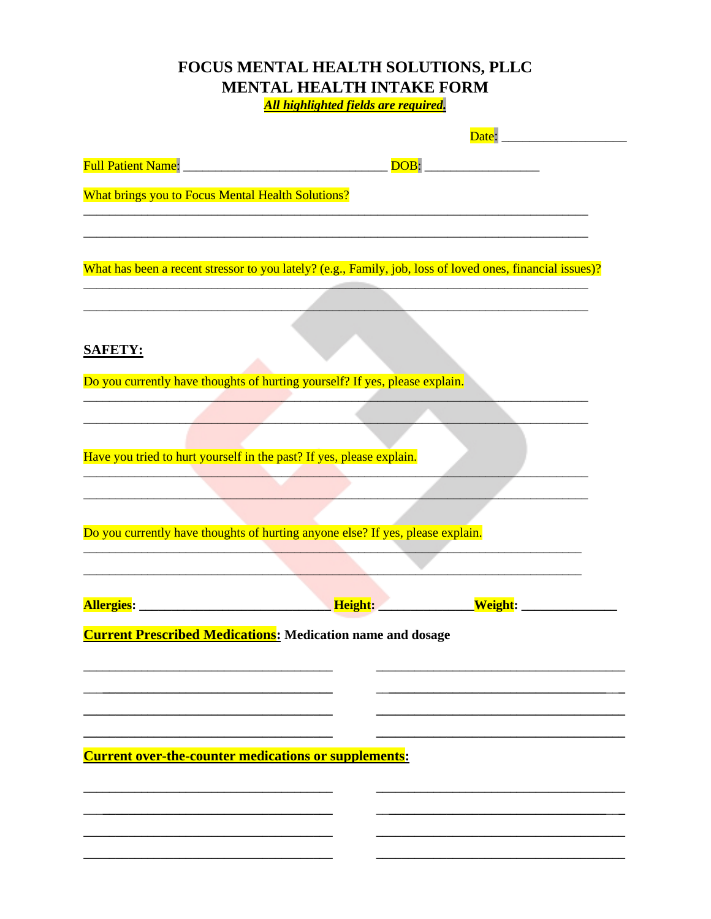# FOCUS MENTAL HEALTH SOLUTIONS, PLLC
# MENTAL HEALTH INTAKE FORM

***All highlighted fields are required.***

Date: ___________________

Full Patient Name: _______________________________ DOB: _________________

What brings you to Focus Mental Health Solutions?

_____________________________________________________________________________

_____________________________________________________________________________

What has been a recent stressor to you lately? (e.g., Family, job, loss of loved ones, financial issues)?

_____________________________________________________________________________

_____________________________________________________________________________

**SAFETY:**

Do you currently have thoughts of hurting yourself? If yes, please explain.

_____________________________________________________________________________

_____________________________________________________________________________

Have you tried to hurt yourself in the past? If yes, please explain.

_____________________________________________________________________________

_____________________________________________________________________________

Do you currently have thoughts of hurting anyone else? If yes, please explain.

_____________________________________________________________________________

_____________________________________________________________________________

**Allergies: ____________________________ Height: ______________ Weight: ______________**

**Current Prescribed Medications: Medication name and dosage**

_____________________________________ _____________________________________

_____________________________________ _____________________________________

_____________________________________ _____________________________________

_____________________________________ _____________________________________

**Current over-the-counter medications or supplements:**

_____________________________________ _____________________________________

_____________________________________ _____________________________________

_____________________________________ _____________________________________

_____________________________________ _____________________________________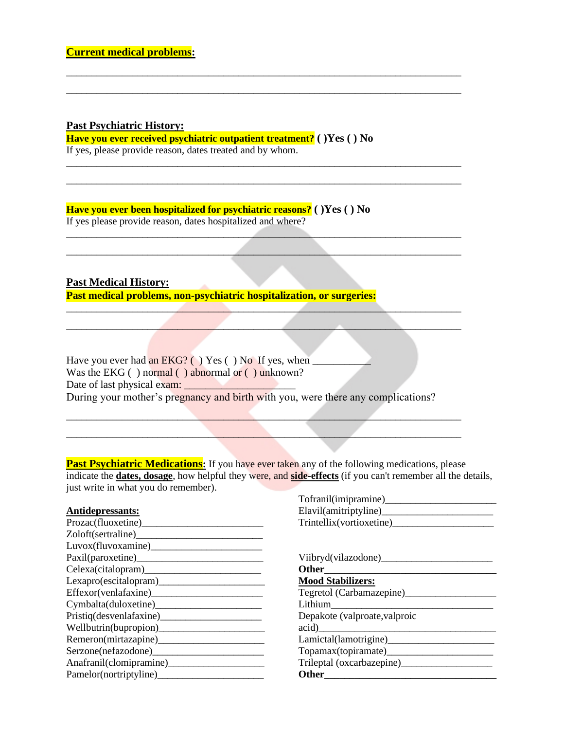**Current medical problems:**

\_\_\_\_\_\_\_\_\_\_\_\_\_\_\_\_\_\_\_\_\_\_\_\_\_\_\_\_\_\_\_\_\_\_\_\_\_\_\_\_\_\_\_\_\_\_\_\_\_\_\_\_\_\_\_\_\_\_\_\_\_\_\_\_\_\_\_\_\_\_\_\_

\_\_\_\_\_\_\_\_\_\_\_\_\_\_\_\_\_\_\_\_\_\_\_\_\_\_\_\_\_\_\_\_\_\_\_\_\_\_\_\_\_\_\_\_\_\_\_\_\_\_\_\_\_\_\_\_\_\_\_\_\_\_\_\_\_\_\_\_\_\_\_\_

**Past Psychiatric History:**

**Have you ever received psychiatric outpatient treatment? ( )Yes ( ) No**

If yes, please provide reason, dates treated and by whom.

\_\_\_\_\_\_\_\_\_\_\_\_\_\_\_\_\_\_\_\_\_\_\_\_\_\_\_\_\_\_\_\_\_\_\_\_\_\_\_\_\_\_\_\_\_\_\_\_\_\_\_\_\_\_\_\_\_\_\_\_\_\_\_\_\_\_\_\_\_\_\_\_

\_\_\_\_\_\_\_\_\_\_\_\_\_\_\_\_\_\_\_\_\_\_\_\_\_\_\_\_\_\_\_\_\_\_\_\_\_\_\_\_\_\_\_\_\_\_\_\_\_\_\_\_\_\_\_\_\_\_\_\_\_\_\_\_\_\_\_\_\_\_\_\_

**Have you ever been hospitalized for psychiatric reasons? ( )Yes ( ) No**

If yes please provide reason, dates hospitalized and where?

\_\_\_\_\_\_\_\_\_\_\_\_\_\_\_\_\_\_\_\_\_\_\_\_\_\_\_\_\_\_\_\_\_\_\_\_\_\_\_\_\_\_\_\_\_\_\_\_\_\_\_\_\_\_\_\_\_\_\_\_\_\_\_\_\_\_\_\_\_\_\_\_

\_\_\_\_\_\_\_\_\_\_\_\_\_\_\_\_\_\_\_\_\_\_\_\_\_\_\_\_\_\_\_\_\_\_\_\_\_\_\_\_\_\_\_\_\_\_\_\_\_\_\_\_\_\_\_\_\_\_\_\_\_\_\_\_\_\_\_\_\_\_\_\_

**Past Medical History:**

**Past medical problems, non-psychiatric hospitalization, or surgeries:**

\_\_\_\_\_\_\_\_\_\_\_\_\_\_\_\_\_\_\_\_\_\_\_\_\_\_\_\_\_\_\_\_\_\_\_\_\_\_\_\_\_\_\_\_\_\_\_\_\_\_\_\_\_\_\_\_\_\_\_\_\_\_\_\_\_\_\_\_\_\_\_\_

\_\_\_\_\_\_\_\_\_\_\_\_\_\_\_\_\_\_\_\_\_\_\_\_\_\_\_\_\_\_\_\_\_\_\_\_\_\_\_\_\_\_\_\_\_\_\_\_\_\_\_\_\_\_\_\_\_\_\_\_\_\_\_\_\_\_\_\_\_\_\_\_

Have you ever had an EKG? ( ) Yes ( ) No If yes, when \_\_\_\_\_\_\_\_\_\_\_

Was the EKG ( ) normal ( ) abnormal or ( ) unknown?

Date of last physical exam: \_\_\_\_\_\_\_\_\_\_\_\_\_\_\_\_\_\_\_\_\_

During your mother's pregnancy and birth with you, were there any complications?

\_\_\_\_\_\_\_\_\_\_\_\_\_\_\_\_\_\_\_\_\_\_\_\_\_\_\_\_\_\_\_\_\_\_\_\_\_\_\_\_\_\_\_\_\_\_\_\_\_\_\_\_\_\_\_\_\_\_\_\_\_\_\_\_\_\_\_\_\_\_\_\_

\_\_\_\_\_\_\_\_\_\_\_\_\_\_\_\_\_\_\_\_\_\_\_\_\_\_\_\_\_\_\_\_\_\_\_\_\_\_\_\_\_\_\_\_\_\_\_\_\_\_\_\_\_\_\_\_\_\_\_\_\_\_\_\_\_\_\_\_\_\_\_\_

**Past Psychiatric Medications:** If you have ever taken any of the following medications, please indicate the **dates, dosage**, how helpful they were, and **side-effects** (if you can't remember all the details, just write in what you do remember).

**Antidepressants:**

Prozac(fluoxetine)\_\_\_\_\_\_\_\_\_\_\_\_\_\_\_\_\_\_\_\_\_\_\_

Zoloft(sertraline)\_\_\_\_\_\_\_\_\_\_\_\_\_\_\_\_\_\_\_\_\_\_\_\_

Luvox(fluvoxamine)\_\_\_\_\_\_\_\_\_\_\_\_\_\_\_\_\_\_\_\_\_\_

Paxil(paroxetine)\_\_\_\_\_\_\_\_\_\_\_\_\_\_\_\_\_\_\_\_\_\_\_\_

Celexa(citalopram)\_\_\_\_\_\_\_\_\_\_\_\_\_\_\_\_\_\_\_\_\_\_\_

Lexapro(escitalopram)\_\_\_\_\_\_\_\_\_\_\_\_\_\_\_\_\_\_\_\_\_

Effexor(venlafaxine)\_\_\_\_\_\_\_\_\_\_\_\_\_\_\_\_\_\_\_\_\_\_

Cymbalta(duloxetine)\_\_\_\_\_\_\_\_\_\_\_\_\_\_\_\_\_\_\_\_\_

Pristiq(desvenlafaxine)\_\_\_\_\_\_\_\_\_\_\_\_\_\_\_\_\_\_\_\_

Wellbutrin(bupropion)\_\_\_\_\_\_\_\_\_\_\_\_\_\_\_\_\_\_\_\_\_

Remeron(mirtazapine)\_\_\_\_\_\_\_\_\_\_\_\_\_\_\_\_\_\_\_\_\_

Serzone(nefazodone)\_\_\_\_\_\_\_\_\_\_\_\_\_\_\_\_\_\_\_\_\_\_

Anafranil(clomipramine)\_\_\_\_\_\_\_\_\_\_\_\_\_\_\_\_\_\_\_

Pamelor(nortriptyline)\_\_\_\_\_\_\_\_\_\_\_\_\_\_\_\_\_\_\_\_\_

Tofranil(imipramine)\_\_\_\_\_\_\_\_\_\_\_\_\_\_\_\_\_\_\_\_\_\_

Elavil(amitriptyline)\_\_\_\_\_\_\_\_\_\_\_\_\_\_\_\_\_\_\_\_\_\_

Trintellix(vortioxetine)\_\_\_\_\_\_\_\_\_\_\_\_\_\_\_\_\_\_\_\_

Viibryd(vilazodone)\_\_\_\_\_\_\_\_\_\_\_\_\_\_\_\_\_\_\_\_\_\_

**Other**\_\_\_\_\_\_\_\_\_\_\_\_\_\_\_\_\_\_\_\_\_\_\_\_\_\_\_\_\_\_\_\_\_\_\_

**Mood Stabilizers:**

Tegretol (Carbamazepine)\_\_\_\_\_\_\_\_\_\_\_\_\_\_\_\_\_\_

Lithium\_\_\_\_\_\_\_\_\_\_\_\_\_\_\_\_\_\_\_\_\_\_\_\_\_\_\_\_\_\_\_\_\_\_

Depakote (valproate,valproic acid)\_\_\_\_\_\_\_\_\_\_\_\_\_\_\_\_\_\_\_\_\_\_\_\_\_\_\_\_\_\_\_\_\_\_\_\_

Lamictal(lamotrigine)\_\_\_\_\_\_\_\_\_\_\_\_\_\_\_\_\_\_\_\_\_

Topamax(topiramate)\_\_\_\_\_\_\_\_\_\_\_\_\_\_\_\_\_\_\_\_\_

Trileptal (oxcarbazepine)\_\_\_\_\_\_\_\_\_\_\_\_\_\_\_\_\_\_

**Other**\_\_\_\_\_\_\_\_\_\_\_\_\_\_\_\_\_\_\_\_\_\_\_\_\_\_\_\_\_\_\_\_\_\_\_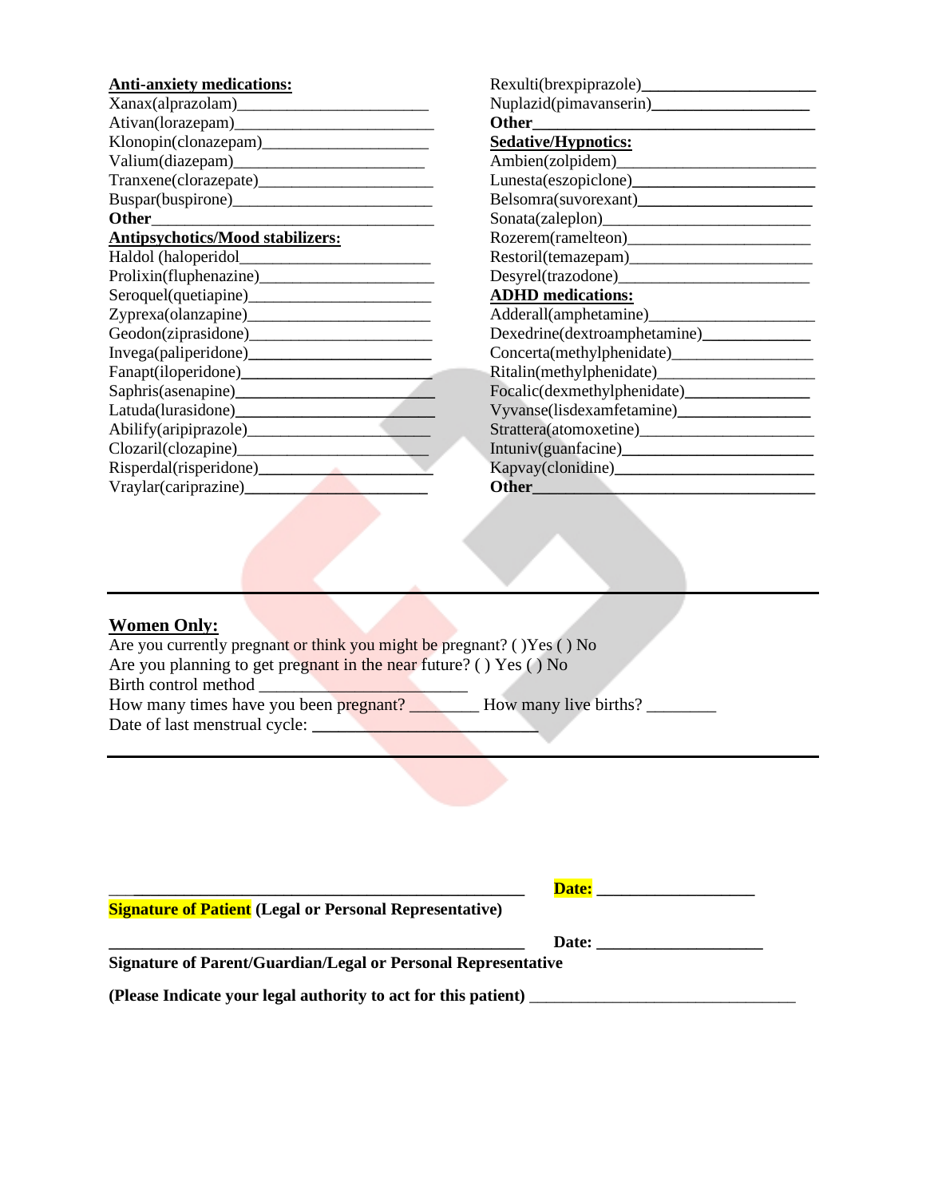**Anti-anxiety medications:**

Xanax(alprazolam)______________________
Ativan(lorazepam)______________________
Klonopin(clonazepam)__________________
Valium(diazepam)______________________
Tranxene(clorazepate)___________________
Buspar(buspirone)______________________
**Other**________________________________

**Antipsychotics/Mood stabilizers:**

Haldol (haloperidol______________________
Prolixin(fluphenazine)___________________
Seroquel(quetiapine)____________________
Zyprexa(olanzapine)____________________
Geodon(ziprasidone)____________________
Invega(paliperidone)____________________
Fanapt(iloperidone)_____________________
Saphris(asenapine)______________________
Latuda(lurasidone)______________________
Abilify(aripiprazole)____________________
Clozaril(clozapine)______________________
Risperdal(risperidone)___________________
Vraylar(cariprazine)_____________________
Rexulti(brexpiprazole)___________________
Nuplazid(pimavanserin)_________________
**Other**________________________________

**Sedative/Hypnotics:**

Ambien(zolpidem)______________________
Lunesta(eszopiclone)____________________
Belsomra(suvorexant)___________________
Sonata(zaleplon)_______________________
Rozerem(ramelteon)_____________________
Restoril(temazepam)____________________
Desyrel(trazodone)______________________

**ADHD medications:**

Adderall(amphetamine)__________________
Dexedrine(dextroamphetamine)__________
Concerta(methylphenidate)_______________
Ritalin(methylphenidate)_________________
Focalic(dexmethylphenidate)_____________
Vyvanse(lisdexamfetamine)______________
Strattera(atomoxetine)___________________
Intuniv(guanfacine)_____________________
Kapvay(clonidine)______________________
**Other**________________________________

---

**Women Only:**

Are you currently pregnant or think you might be pregnant? ( )Yes ( ) No
Are you planning to get pregnant in the near future? ( ) Yes ( ) No
Birth control method ________________________
How many times have you been pregnant? ________ How many live births? ________
Date of last menstrual cycle: _________________________

---

_______________________________________________ **Date:** __________________
**Signature of Patient (Legal or Personal Representative)**

_______________________________________________ **Date:** __________________
**Signature of Parent/Guardian/Legal or Personal Representative**

**(Please Indicate your legal authority to act for this patient)** ______________________________